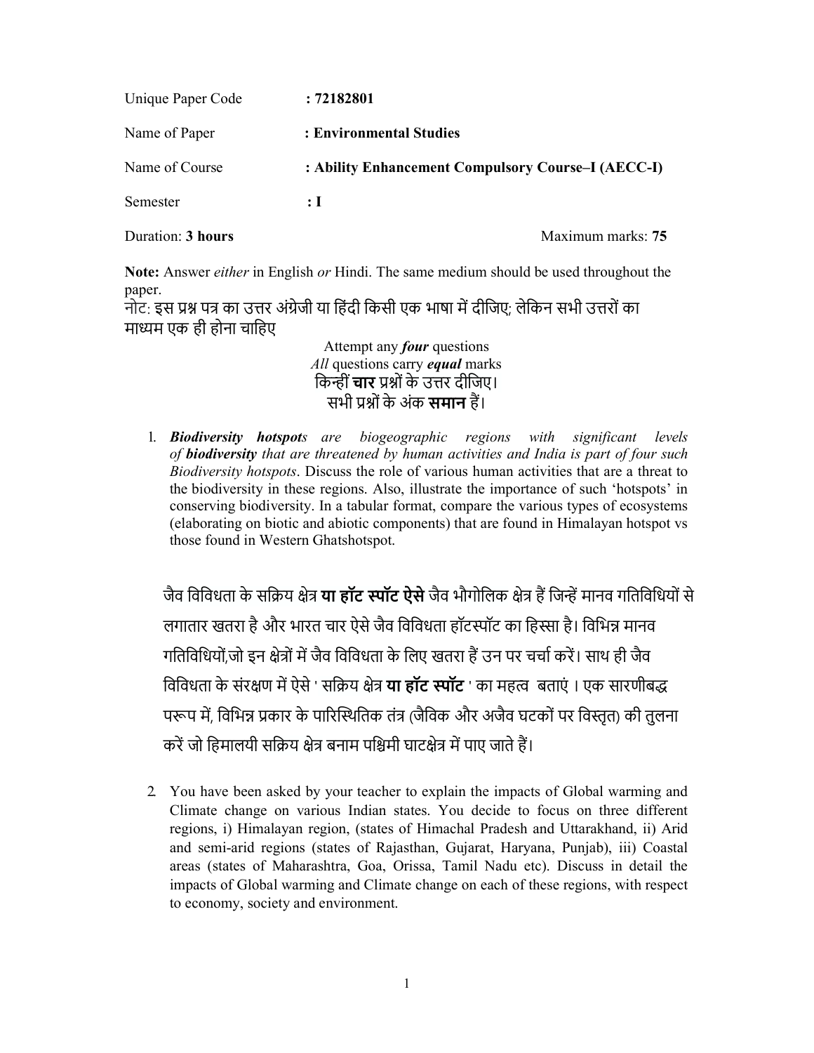| | |
|---|---|
| Unique Paper Code | **: 72182801** |
| Name of Paper | **: Environmental Studies** |
| Name of Course | **: Ability Enhancement Compulsory Course–I (AECC-I)** |
| Semester | **: I** |

Duration: **3 hours** Maximum marks: **75**

**Note:** Answer *either* in English *or* Hindi. The same medium should be used throughout the paper.
नोट: इस प्रश्न पत्र का उत्तर अंग्रेजी या हिंदी किसी एक भाषा में दीजिए; लेकिन सभी उत्तरों का माध्यम एक ही होना चाहिए

Attempt any ***four*** questions
*All* questions carry ***equal*** marks
किन्हीं **चार** प्रश्नों के उत्तर दीजिए।
सभी प्रश्नों के अंक **समान** हैं।

1. ***Biodiversity hotspot****s are biogeographic regions with significant levels of* ***biodiversity*** *that are threatened by human activities and India is part of four such Biodiversity hotspots*. Discuss the role of various human activities that are a threat to the biodiversity in these regions. Also, illustrate the importance of such 'hotspots' in conserving biodiversity. In a tabular format, compare the various types of ecosystems (elaborating on biotic and abiotic components) that are found in Himalayan hotspot vs those found in Western Ghatshotspot.

   जैव विविधता के सक्रिय क्षेत्र **या हॉट स्पॉट ऐसे** जैव भौगोलिक क्षेत्र हैं जिन्हें मानव गतिविधियों से लगातार खतरा है और भारत चार ऐसे जैव विविधता हॉटस्पॉट का हिस्सा है। विभिन्न मानव गतिविधियों,जो इन क्षेत्रों में जैव विविधता के लिए खतरा हैं उन पर चर्चा करें। साथ ही जैव विविधता के संरक्षण में ऐसे ' सक्रिय क्षेत्र **या हॉट स्पॉट** ' का महत्व बताएं । एक सारणीबद्ध परूप में, विभिन्न प्रकार के पारिस्थितिक तंत्र (जैविक और अजैव घटकों पर विस्तृत) की तुलना करें जो हिमालयी सक्रिय क्षेत्र बनाम पश्चिमी घाटक्षेत्र में पाए जाते हैं।

2. You have been asked by your teacher to explain the impacts of Global warming and Climate change on various Indian states. You decide to focus on three different regions, i) Himalayan region, (states of Himachal Pradesh and Uttarakhand, ii) Arid and semi-arid regions (states of Rajasthan, Gujarat, Haryana, Punjab), iii) Coastal areas (states of Maharashtra, Goa, Orissa, Tamil Nadu etc). Discuss in detail the impacts of Global warming and Climate change on each of these regions, with respect to economy, society and environment.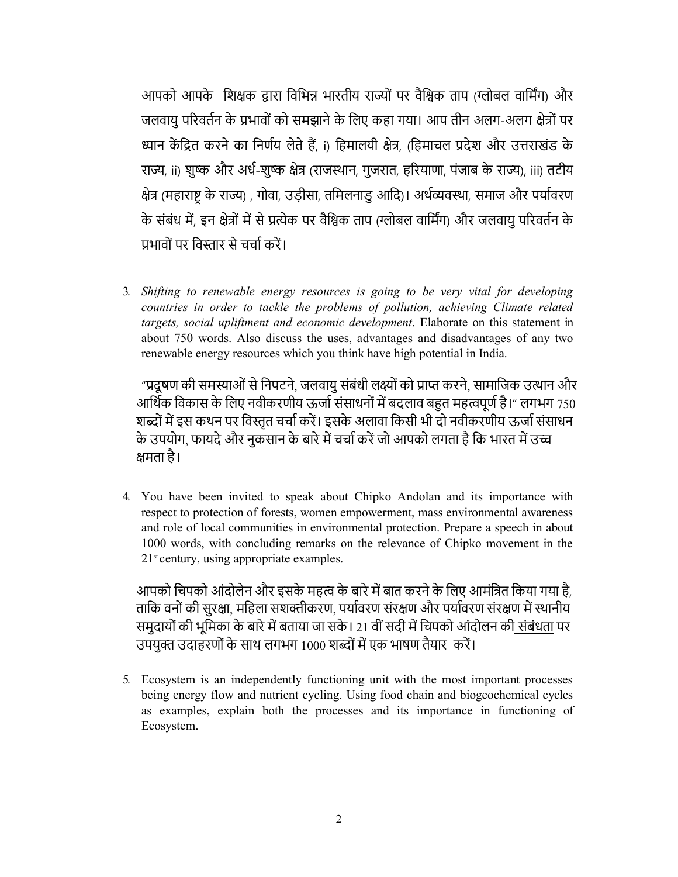आपको आपके शिक्षक द्वारा विभिन्न भारतीय राज्यों पर वैश्विक ताप (ग्लोबल वार्मिंग) और जलवायु परिवर्तन के प्रभावों को समझाने के लिए कहा गया। आप तीन अलग-अलग क्षेत्रों पर ध्यान केंद्रित करने का निर्णय लेते हैं, i) हिमालयी क्षेत्र, (हिमाचल प्रदेश और उत्तराखंड के राज्य, ii) शुष्क और अर्ध-शुष्क क्षेत्र (राजस्थान, गुजरात, हरियाणा, पंजाब के राज्य), iii) तटीय क्षेत्र (महाराष्ट्र के राज्य) , गोवा, उड़ीसा, तमिलनाडु आदि)। अर्थव्यवस्था, समाज और पर्यावरण के संबंध में, इन क्षेत्रों में से प्रत्येक पर वैश्विक ताप (ग्लोबल वार्मिंग) और जलवायु परिवर्तन के प्रभावों पर विस्तार से चर्चा करें।

3. *Shifting to renewable energy resources is going to be very vital for developing countries in order to tackle the problems of pollution, achieving Climate related targets, social upliftment and economic development*. Elaborate on this statement in about 750 words. Also discuss the uses, advantages and disadvantages of any two renewable energy resources which you think have high potential in India.

   "प्रदूषण की समस्याओं से निपटने, जलवायु संबंधी लक्ष्यों को प्राप्त करने, सामाजिक उत्थान और आर्थिक विकास के लिए नवीकरणीय ऊर्जा संसाधनों में बदलाव बहुत महत्वपूर्ण है।" लगभग 750 शब्दों में इस कथन पर विस्तृत चर्चा करें। इसके अलावा किसी भी दो नवीकरणीय ऊर्जा संसाधन के उपयोग, फायदे और नुकसान के बारे में चर्चा करें जो आपको लगता है कि भारत में उच्च क्षमता है।

4. You have been invited to speak about Chipko Andolan and its importance with respect to protection of forests, women empowerment, mass environmental awareness and role of local communities in environmental protection. Prepare a speech in about 1000 words, with concluding remarks on the relevance of Chipko movement in the 21st century, using appropriate examples.

   आपको चिपको आंदोलेन और इसके महत्व के बारे में बात करने के लिए आमंत्रित किया गया है, ताकि वनों की सुरक्षा, महिला सशक्तीकरण, पर्यावरण संरक्षण और पर्यावरण संरक्षण में स्थानीय समुदायों की भूमिका के बारे में बताया जा सके। 21 वीं सदी में चिपको आंदोलन की संबंधता पर उपयुक्त उदाहरणों के साथ लगभग 1000 शब्दों में एक भाषण तैयार करें।

5. Ecosystem is an independently functioning unit with the most important processes being energy flow and nutrient cycling. Using food chain and biogeochemical cycles as examples, explain both the processes and its importance in functioning of Ecosystem.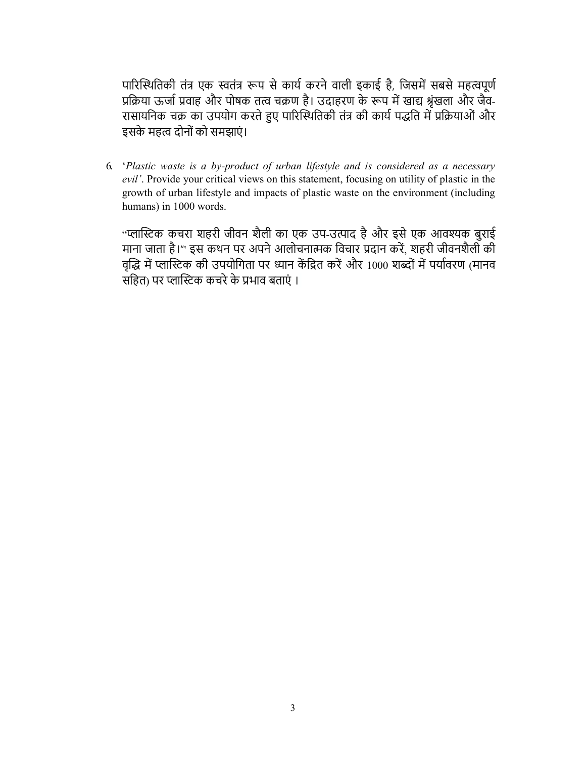पारिस्थितिकी तंत्र एक स्वतंत्र रूप से कार्य करने वाली इकाई है, जिसमें सबसे महत्वपूर्ण प्रक्रिया ऊर्जा प्रवाह और पोषक तत्व चक्रण है। उदाहरण के रूप में खाद्य श्रृंखला और जैव-रासायनिक चक्र का उपयोग करते हुए पारिस्थितिकी तंत्र की कार्य पद्धति में प्रक्रियाओं और इसके महत्व दोनों को समझाएं।

6. '*Plastic waste is a by-product of urban lifestyle and is considered as a necessary evil'*. Provide your critical views on this statement, focusing on utility of plastic in the growth of urban lifestyle and impacts of plastic waste on the environment (including humans) in 1000 words.

 "प्लास्टिक कचरा शहरी जीवन शैली का एक उप-उत्पाद है और इसे एक आवश्यक बुराई माना जाता है।"' इस कथन पर अपने आलोचनात्मक विचार प्रदान करें, शहरी जीवनशैली की वृद्धि में प्लास्टिक की उपयोगिता पर ध्यान केंद्रित करें और 1000 शब्दों में पर्यावरण (मानव सहित) पर प्लास्टिक कचरे के प्रभाव बताएं ।